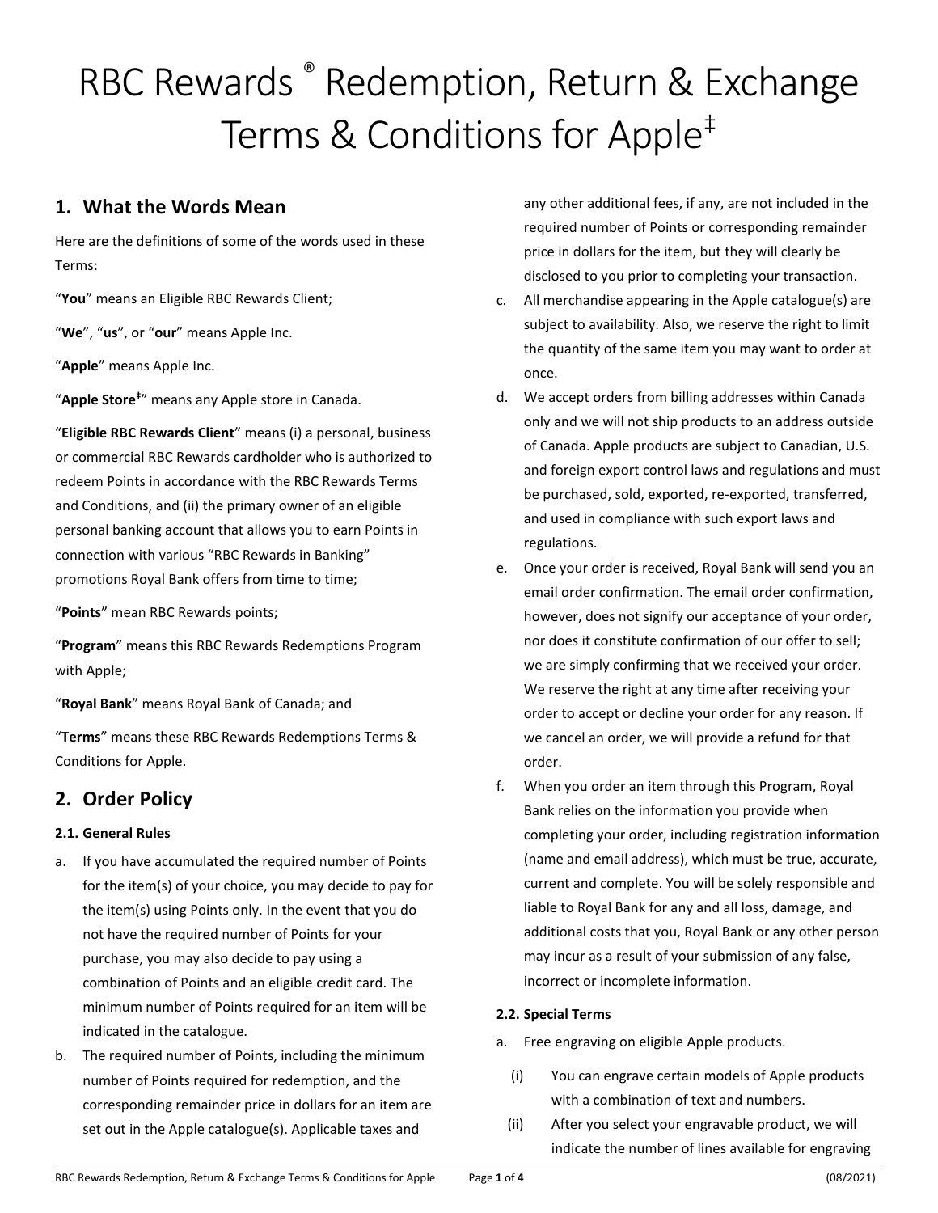# RBC Rewards ® Redemption, Return & Exchange Terms & Conditions for Apple‡

## 1. What the Words Mean

Here are the definitions of some of the words used in these Terms:

"**You**" means an Eligible RBC Rewards Client;

"**We**", "**us**", or "**our**" means Apple Inc.

"**Apple**" means Apple Inc.

"**Apple Store‡**" means any Apple store in Canada.

"**Eligible RBC Rewards Client**" means (i) a personal, business or commercial RBC Rewards cardholder who is authorized to redeem Points in accordance with the RBC Rewards Terms and Conditions, and (ii) the primary owner of an eligible personal banking account that allows you to earn Points in connection with various "RBC Rewards in Banking" promotions Royal Bank offers from time to time;

"**Points**" mean RBC Rewards points;

"**Program**" means this RBC Rewards Redemptions Program with Apple;

"**Royal Bank**" means Royal Bank of Canada; and

"**Terms**" means these RBC Rewards Redemptions Terms & Conditions for Apple.

## 2. Order Policy

### 2.1. General Rules

a. If you have accumulated the required number of Points for the item(s) of your choice, you may decide to pay for the item(s) using Points only. In the event that you do not have the required number of Points for your purchase, you may also decide to pay using a combination of Points and an eligible credit card. The minimum number of Points required for an item will be indicated in the catalogue.

b. The required number of Points, including the minimum number of Points required for redemption, and the corresponding remainder price in dollars for an item are set out in the Apple catalogue(s). Applicable taxes and any other additional fees, if any, are not included in the required number of Points or corresponding remainder price in dollars for the item, but they will clearly be disclosed to you prior to completing your transaction.

c. All merchandise appearing in the Apple catalogue(s) are subject to availability. Also, we reserve the right to limit the quantity of the same item you may want to order at once.

d. We accept orders from billing addresses within Canada only and we will not ship products to an address outside of Canada. Apple products are subject to Canadian, U.S. and foreign export control laws and regulations and must be purchased, sold, exported, re-exported, transferred, and used in compliance with such export laws and regulations.

e. Once your order is received, Royal Bank will send you an email order confirmation. The email order confirmation, however, does not signify our acceptance of your order, nor does it constitute confirmation of our offer to sell; we are simply confirming that we received your order. We reserve the right at any time after receiving your order to accept or decline your order for any reason. If we cancel an order, we will provide a refund for that order.

f. When you order an item through this Program, Royal Bank relies on the information you provide when completing your order, including registration information (name and email address), which must be true, accurate, current and complete. You will be solely responsible and liable to Royal Bank for any and all loss, damage, and additional costs that you, Royal Bank or any other person may incur as a result of your submission of any false, incorrect or incomplete information.

### 2.2. Special Terms

a. Free engraving on eligible Apple products.

   (i) You can engrave certain models of Apple products with a combination of text and numbers.

   (ii) After you select your engravable product, we will indicate the number of lines available for engraving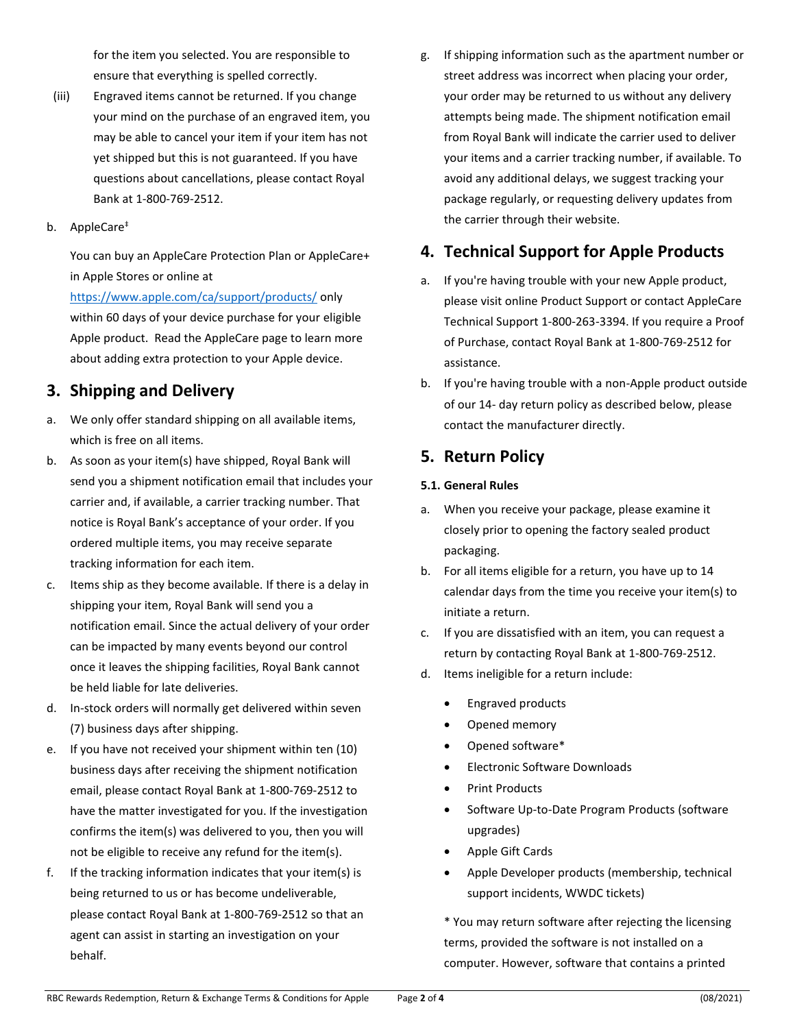for the item you selected. You are responsible to ensure that everything is spelled correctly.

(iii) Engraved items cannot be returned. If you change your mind on the purchase of an engraved item, you may be able to cancel your item if your item has not yet shipped but this is not guaranteed. If you have questions about cancellations, please contact Royal Bank at 1-800-769-2512.

b. AppleCare‡

You can buy an AppleCare Protection Plan or AppleCare+ in Apple Stores or online at https://www.apple.com/ca/support/products/ only within 60 days of your device purchase for your eligible Apple product. Read the AppleCare page to learn more about adding extra protection to your Apple device.

## 3. Shipping and Delivery

a. We only offer standard shipping on all available items, which is free on all items.

b. As soon as your item(s) have shipped, Royal Bank will send you a shipment notification email that includes your carrier and, if available, a carrier tracking number. That notice is Royal Bank's acceptance of your order. If you ordered multiple items, you may receive separate tracking information for each item.

c. Items ship as they become available. If there is a delay in shipping your item, Royal Bank will send you a notification email. Since the actual delivery of your order can be impacted by many events beyond our control once it leaves the shipping facilities, Royal Bank cannot be held liable for late deliveries.

d. In-stock orders will normally get delivered within seven (7) business days after shipping.

e. If you have not received your shipment within ten (10) business days after receiving the shipment notification email, please contact Royal Bank at 1-800-769-2512 to have the matter investigated for you. If the investigation confirms the item(s) was delivered to you, then you will not be eligible to receive any refund for the item(s).

f. If the tracking information indicates that your item(s) is being returned to us or has become undeliverable, please contact Royal Bank at 1-800-769-2512 so that an agent can assist in starting an investigation on your behalf.

g. If shipping information such as the apartment number or street address was incorrect when placing your order, your order may be returned to us without any delivery attempts being made. The shipment notification email from Royal Bank will indicate the carrier used to deliver your items and a carrier tracking number, if available. To avoid any additional delays, we suggest tracking your package regularly, or requesting delivery updates from the carrier through their website.

## 4. Technical Support for Apple Products

a. If you're having trouble with your new Apple product, please visit online Product Support or contact AppleCare Technical Support 1-800-263-3394. If you require a Proof of Purchase, contact Royal Bank at 1-800-769-2512 for assistance.

b. If you're having trouble with a non-Apple product outside of our 14- day return policy as described below, please contact the manufacturer directly.

## 5. Return Policy

### 5.1. General Rules

a. When you receive your package, please examine it closely prior to opening the factory sealed product packaging.

b. For all items eligible for a return, you have up to 14 calendar days from the time you receive your item(s) to initiate a return.

c. If you are dissatisfied with an item, you can request a return by contacting Royal Bank at 1-800-769-2512.

d. Items ineligible for a return include:

- Engraved products
- Opened memory
- Opened software*
- Electronic Software Downloads
- Print Products
- Software Up-to-Date Program Products (software upgrades)
- Apple Gift Cards
- Apple Developer products (membership, technical support incidents, WWDC tickets)

* You may return software after rejecting the licensing terms, provided the software is not installed on a computer. However, software that contains a printed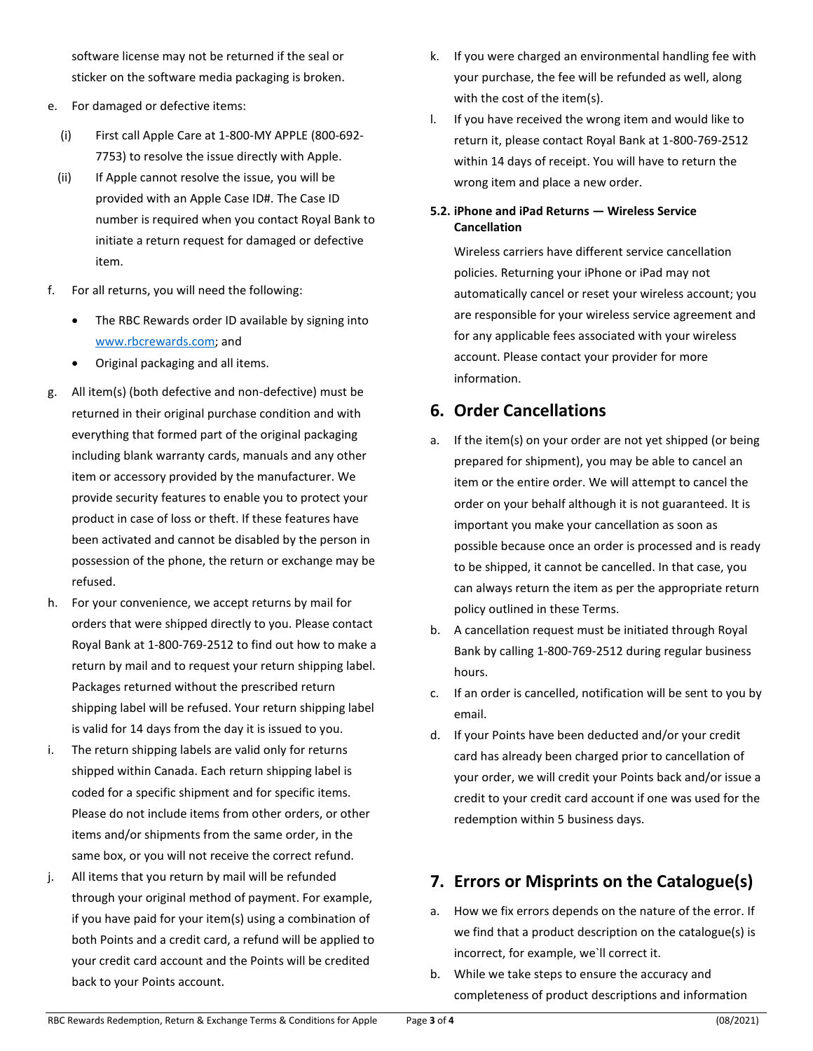software license may not be returned if the seal or sticker on the software media packaging is broken.

e. For damaged or defective items:

   (i) First call Apple Care at 1-800-MY APPLE (800-692-7753) to resolve the issue directly with Apple.

   (ii) If Apple cannot resolve the issue, you will be provided with an Apple Case ID#. The Case ID number is required when you contact Royal Bank to initiate a return request for damaged or defective item.

f. For all returns, you will need the following:

   - The RBC Rewards order ID available by signing into www.rbcrewards.com; and
   - Original packaging and all items.

g. All item(s) (both defective and non-defective) must be returned in their original purchase condition and with everything that formed part of the original packaging including blank warranty cards, manuals and any other item or accessory provided by the manufacturer. We provide security features to enable you to protect your product in case of loss or theft. If these features have been activated and cannot be disabled by the person in possession of the phone, the return or exchange may be refused.

h. For your convenience, we accept returns by mail for orders that were shipped directly to you. Please contact Royal Bank at 1-800-769-2512 to find out how to make a return by mail and to request your return shipping label. Packages returned without the prescribed return shipping label will be refused. Your return shipping label is valid for 14 days from the day it is issued to you.

i. The return shipping labels are valid only for returns shipped within Canada. Each return shipping label is coded for a specific shipment and for specific items. Please do not include items from other orders, or other items and/or shipments from the same order, in the same box, or you will not receive the correct refund.

j. All items that you return by mail will be refunded through your original method of payment. For example, if you have paid for your item(s) using a combination of both Points and a credit card, a refund will be applied to your credit card account and the Points will be credited back to your Points account.

k. If you were charged an environmental handling fee with your purchase, the fee will be refunded as well, along with the cost of the item(s).

l. If you have received the wrong item and would like to return it, please contact Royal Bank at 1-800-769-2512 within 14 days of receipt. You will have to return the wrong item and place a new order.

### 5.2. iPhone and iPad Returns — Wireless Service Cancellation

Wireless carriers have different service cancellation policies. Returning your iPhone or iPad may not automatically cancel or reset your wireless account; you are responsible for your wireless service agreement and for any applicable fees associated with your wireless account. Please contact your provider for more information.

## 6. Order Cancellations

a. If the item(s) on your order are not yet shipped (or being prepared for shipment), you may be able to cancel an item or the entire order. We will attempt to cancel the order on your behalf although it is not guaranteed. It is important you make your cancellation as soon as possible because once an order is processed and is ready to be shipped, it cannot be cancelled. In that case, you can always return the item as per the appropriate return policy outlined in these Terms.

b. A cancellation request must be initiated through Royal Bank by calling 1-800-769-2512 during regular business hours.

c. If an order is cancelled, notification will be sent to you by email.

d. If your Points have been deducted and/or your credit card has already been charged prior to cancellation of your order, we will credit your Points back and/or issue a credit to your credit card account if one was used for the redemption within 5 business days.

## 7. Errors or Misprints on the Catalogue(s)

a. How we fix errors depends on the nature of the error. If we find that a product description on the catalogue(s) is incorrect, for example, we`ll correct it.

b. While we take steps to ensure the accuracy and completeness of product descriptions and information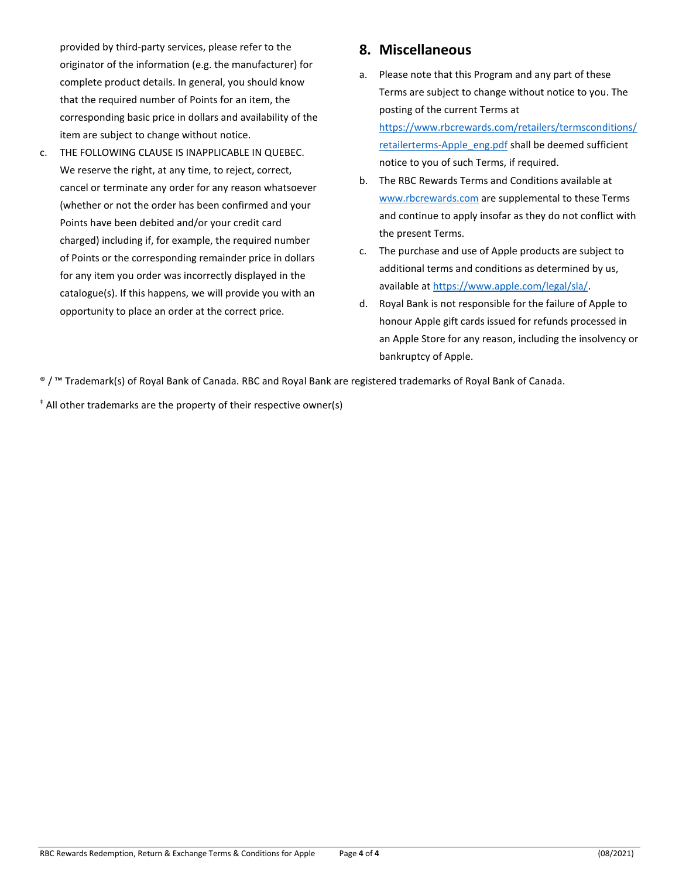provided by third-party services, please refer to the originator of the information (e.g. the manufacturer) for complete product details. In general, you should know that the required number of Points for an item, the corresponding basic price in dollars and availability of the item are subject to change without notice.

c. THE FOLLOWING CLAUSE IS INAPPLICABLE IN QUEBEC. We reserve the right, at any time, to reject, correct, cancel or terminate any order for any reason whatsoever (whether or not the order has been confirmed and your Points have been debited and/or your credit card charged) including if, for example, the required number of Points or the corresponding remainder price in dollars for any item you order was incorrectly displayed in the catalogue(s). If this happens, we will provide you with an opportunity to place an order at the correct price.

## 8. Miscellaneous

a. Please note that this Program and any part of these Terms are subject to change without notice to you. The posting of the current Terms at https://www.rbcrewards.com/retailers/termsconditions/retailerterms-Apple_eng.pdf shall be deemed sufficient notice to you of such Terms, if required.

b. The RBC Rewards Terms and Conditions available at www.rbcrewards.com are supplemental to these Terms and continue to apply insofar as they do not conflict with the present Terms.

c. The purchase and use of Apple products are subject to additional terms and conditions as determined by us, available at https://www.apple.com/legal/sla/.

d. Royal Bank is not responsible for the failure of Apple to honour Apple gift cards issued for refunds processed in an Apple Store for any reason, including the insolvency or bankruptcy of Apple.

® / ™ Trademark(s) of Royal Bank of Canada. RBC and Royal Bank are registered trademarks of Royal Bank of Canada.

‡ All other trademarks are the property of their respective owner(s)